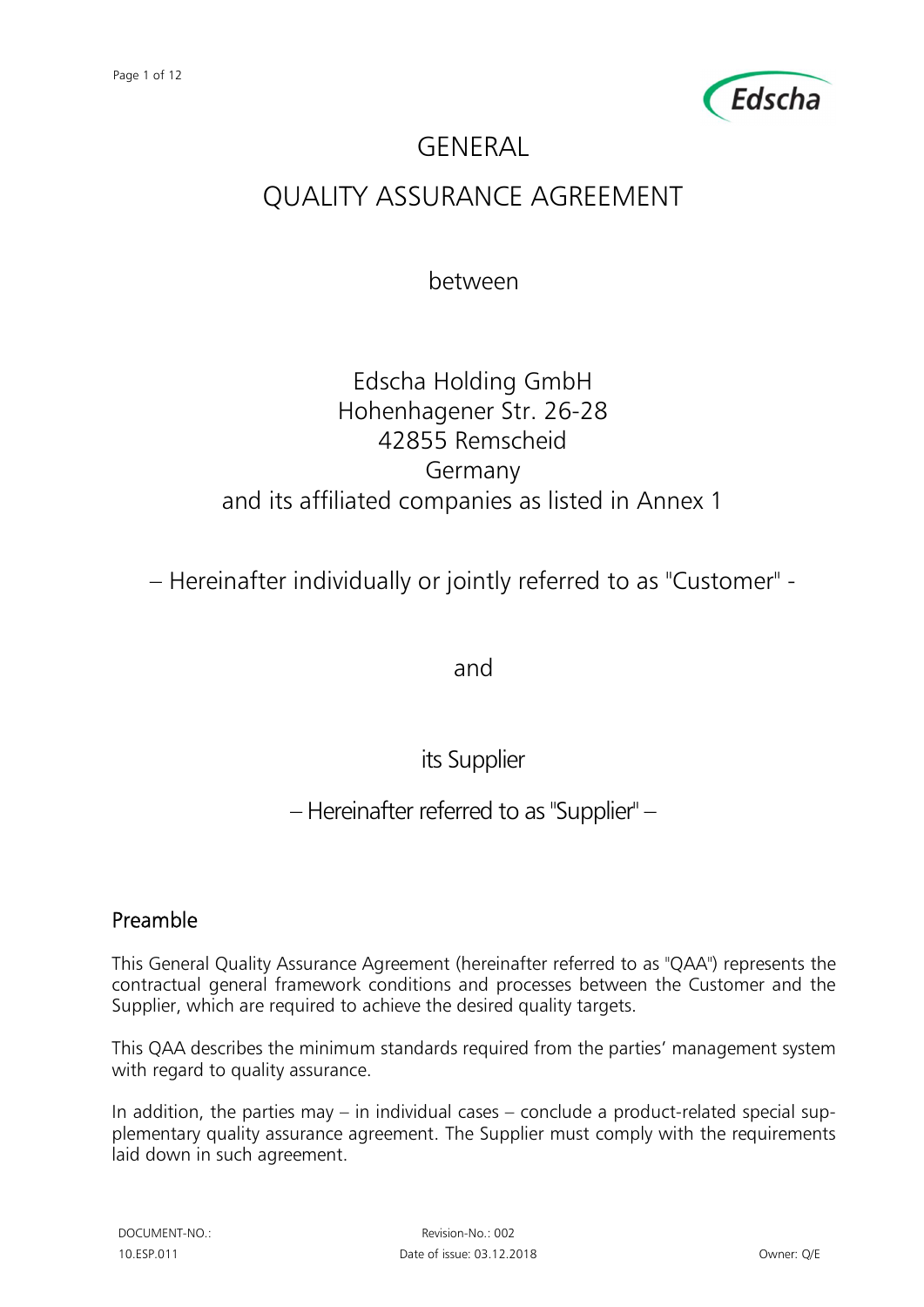# GENERAL

# QUALITY ASSURANCE AGREEMENT

between

Edscha Holding GmbH
Hohenhagener Str. 26-28
42855 Remscheid
Germany
and its affiliated companies as listed in Annex 1

– Hereinafter individually or jointly referred to as "Customer" -

and

its Supplier

– Hereinafter referred to as "Supplier" –

## Preamble

This General Quality Assurance Agreement (hereinafter referred to as "QAA") represents the contractual general framework conditions and processes between the Customer and the Supplier, which are required to achieve the desired quality targets.

This QAA describes the minimum standards required from the parties' management system with regard to quality assurance.

In addition, the parties may – in individual cases – conclude a product-related special supplementary quality assurance agreement. The Supplier must comply with the requirements laid down in such agreement.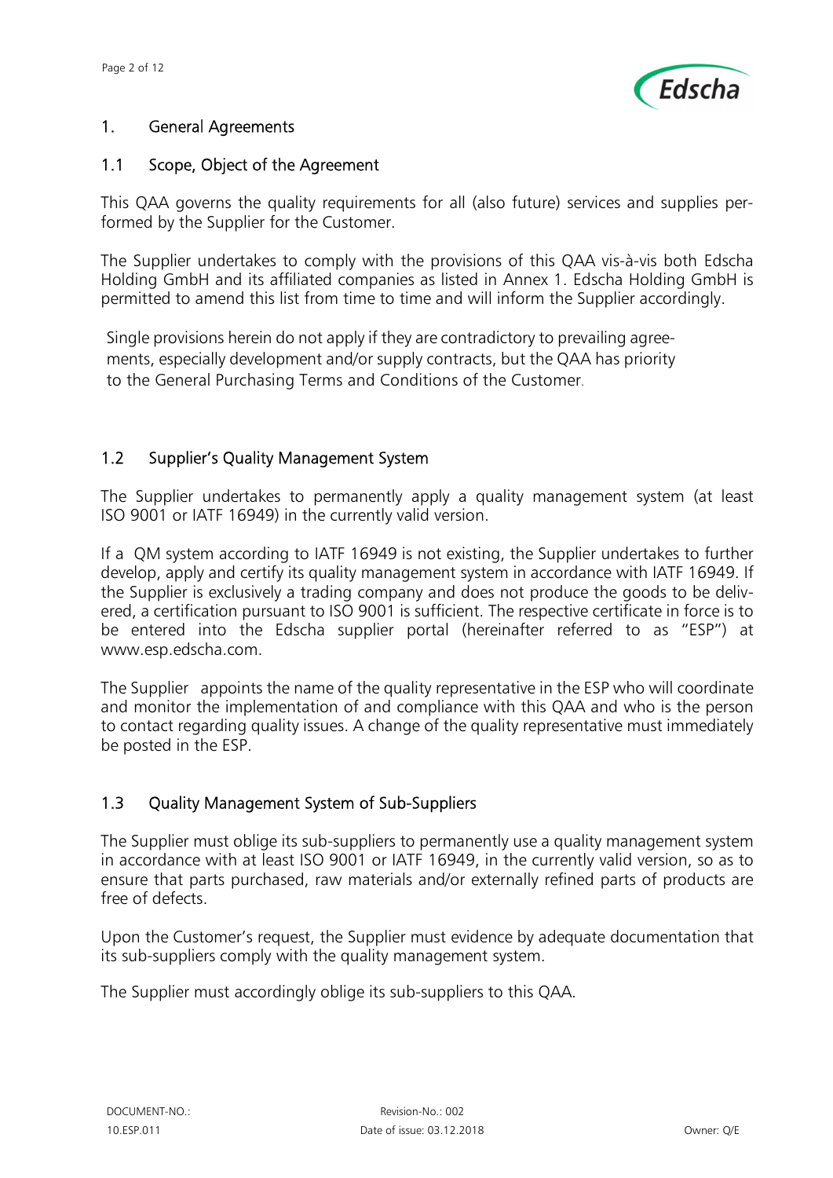# 1. General Agreements

## 1.1 Scope, Object of the Agreement

This QAA governs the quality requirements for all (also future) services and supplies performed by the Supplier for the Customer.

The Supplier undertakes to comply with the provisions of this QAA vis-à-vis both Edscha Holding GmbH and its affiliated companies as listed in Annex 1. Edscha Holding GmbH is permitted to amend this list from time to time and will inform the Supplier accordingly.

Single provisions herein do not apply if they are contradictory to prevailing agreements, especially development and/or supply contracts, but the QAA has priority to the General Purchasing Terms and Conditions of the Customer.

## 1.2 Supplier's Quality Management System

The Supplier undertakes to permanently apply a quality management system (at least ISO 9001 or IATF 16949) in the currently valid version.

If a QM system according to IATF 16949 is not existing, the Supplier undertakes to further develop, apply and certify its quality management system in accordance with IATF 16949. If the Supplier is exclusively a trading company and does not produce the goods to be delivered, a certification pursuant to ISO 9001 is sufficient. The respective certificate in force is to be entered into the Edscha supplier portal (hereinafter referred to as "ESP") at www.esp.edscha.com.

The Supplier appoints the name of the quality representative in the ESP who will coordinate and monitor the implementation of and compliance with this QAA and who is the person to contact regarding quality issues. A change of the quality representative must immediately be posted in the ESP.

## 1.3 Quality Management System of Sub-Suppliers

The Supplier must oblige its sub-suppliers to permanently use a quality management system in accordance with at least ISO 9001 or IATF 16949, in the currently valid version, so as to ensure that parts purchased, raw materials and/or externally refined parts of products are free of defects.

Upon the Customer's request, the Supplier must evidence by adequate documentation that its sub-suppliers comply with the quality management system.

The Supplier must accordingly oblige its sub-suppliers to this QAA.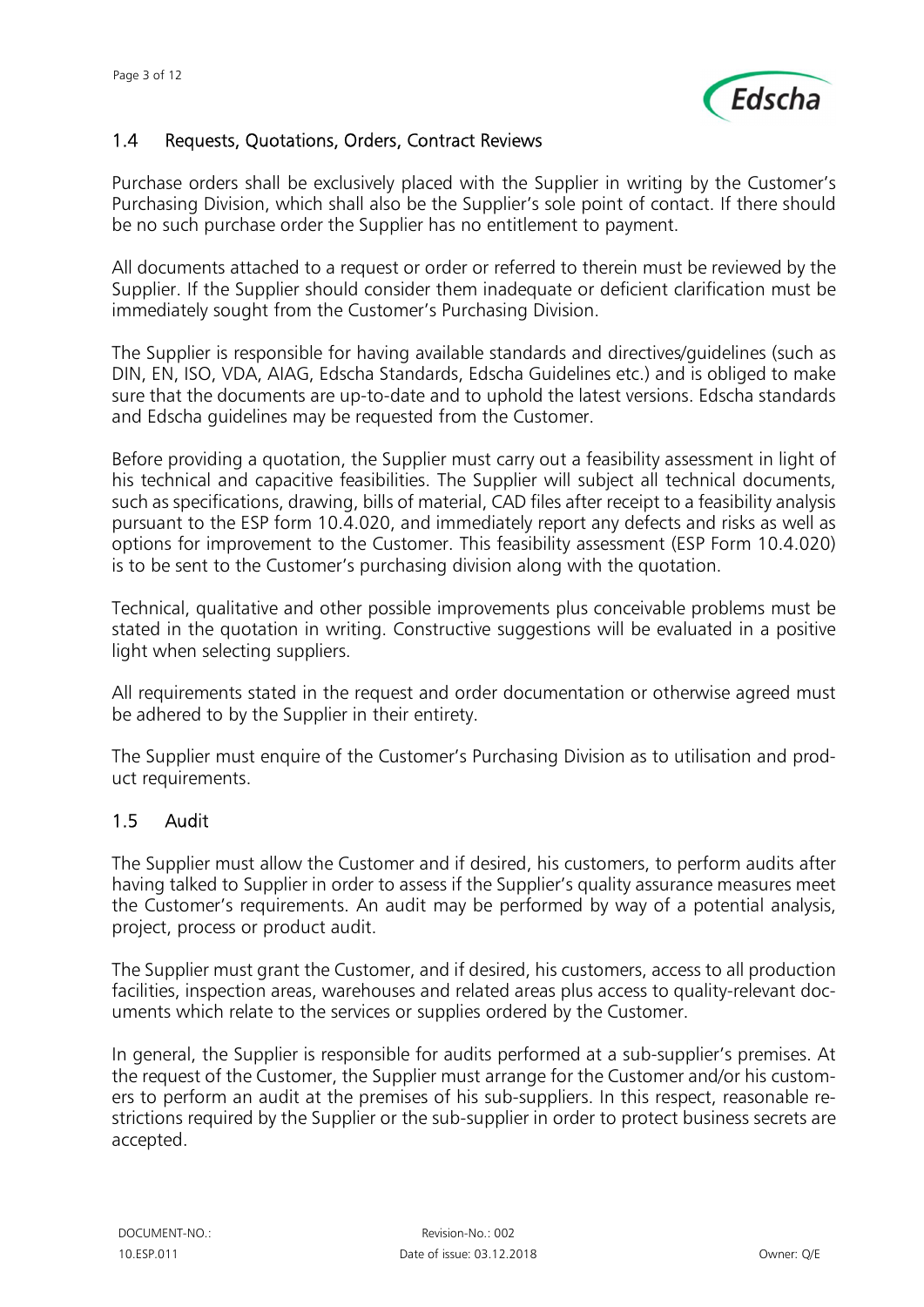## 1.4 Requests, Quotations, Orders, Contract Reviews

Purchase orders shall be exclusively placed with the Supplier in writing by the Customer's Purchasing Division, which shall also be the Supplier's sole point of contact. If there should be no such purchase order the Supplier has no entitlement to payment.

All documents attached to a request or order or referred to therein must be reviewed by the Supplier. If the Supplier should consider them inadequate or deficient clarification must be immediately sought from the Customer's Purchasing Division.

The Supplier is responsible for having available standards and directives/guidelines (such as DIN, EN, ISO, VDA, AIAG, Edscha Standards, Edscha Guidelines etc.) and is obliged to make sure that the documents are up-to-date and to uphold the latest versions. Edscha standards and Edscha guidelines may be requested from the Customer.

Before providing a quotation, the Supplier must carry out a feasibility assessment in light of his technical and capacitive feasibilities. The Supplier will subject all technical documents, such as specifications, drawing, bills of material, CAD files after receipt to a feasibility analysis pursuant to the ESP form 10.4.020, and immediately report any defects and risks as well as options for improvement to the Customer. This feasibility assessment (ESP Form 10.4.020) is to be sent to the Customer's purchasing division along with the quotation.

Technical, qualitative and other possible improvements plus conceivable problems must be stated in the quotation in writing. Constructive suggestions will be evaluated in a positive light when selecting suppliers.

All requirements stated in the request and order documentation or otherwise agreed must be adhered to by the Supplier in their entirety.

The Supplier must enquire of the Customer's Purchasing Division as to utilisation and product requirements.

## 1.5 Audit

The Supplier must allow the Customer and if desired, his customers, to perform audits after having talked to Supplier in order to assess if the Supplier's quality assurance measures meet the Customer's requirements. An audit may be performed by way of a potential analysis, project, process or product audit.

The Supplier must grant the Customer, and if desired, his customers, access to all production facilities, inspection areas, warehouses and related areas plus access to quality-relevant documents which relate to the services or supplies ordered by the Customer.

In general, the Supplier is responsible for audits performed at a sub-supplier's premises. At the request of the Customer, the Supplier must arrange for the Customer and/or his customers to perform an audit at the premises of his sub-suppliers. In this respect, reasonable restrictions required by the Supplier or the sub-supplier in order to protect business secrets are accepted.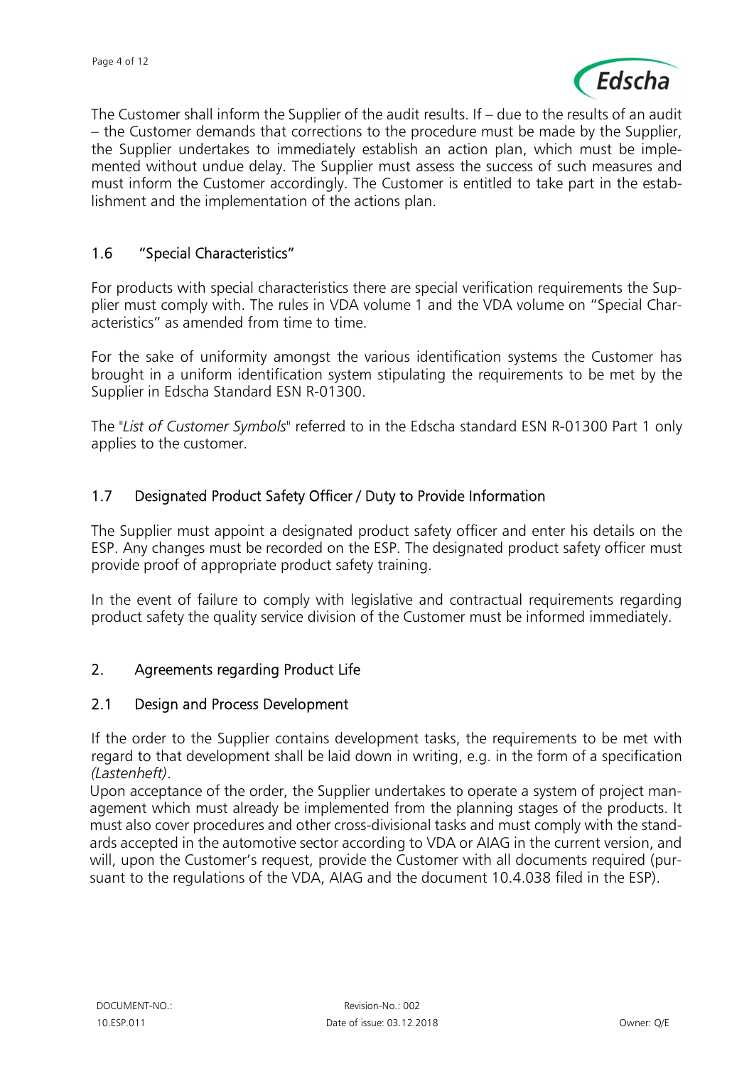The Customer shall inform the Supplier of the audit results. If – due to the results of an audit – the Customer demands that corrections to the procedure must be made by the Supplier, the Supplier undertakes to immediately establish an action plan, which must be implemented without undue delay. The Supplier must assess the success of such measures and must inform the Customer accordingly. The Customer is entitled to take part in the establishment and the implementation of the actions plan.

### 1.6 "Special Characteristics"

For products with special characteristics there are special verification requirements the Supplier must comply with. The rules in VDA volume 1 and the VDA volume on "Special Characteristics" as amended from time to time.

For the sake of uniformity amongst the various identification systems the Customer has brought in a uniform identification system stipulating the requirements to be met by the Supplier in Edscha Standard ESN R-01300.

The "*List of Customer Symbols*" referred to in the Edscha standard ESN R-01300 Part 1 only applies to the customer.

### 1.7 Designated Product Safety Officer / Duty to Provide Information

The Supplier must appoint a designated product safety officer and enter his details on the ESP. Any changes must be recorded on the ESP. The designated product safety officer must provide proof of appropriate product safety training.

In the event of failure to comply with legislative and contractual requirements regarding product safety the quality service division of the Customer must be informed immediately.

## 2. Agreements regarding Product Life

### 2.1 Design and Process Development

If the order to the Supplier contains development tasks, the requirements to be met with regard to that development shall be laid down in writing, e.g. in the form of a specification *(Lastenheft)*.

Upon acceptance of the order, the Supplier undertakes to operate a system of project management which must already be implemented from the planning stages of the products. It must also cover procedures and other cross-divisional tasks and must comply with the standards accepted in the automotive sector according to VDA or AIAG in the current version, and will, upon the Customer's request, provide the Customer with all documents required (pursuant to the regulations of the VDA, AIAG and the document 10.4.038 filed in the ESP).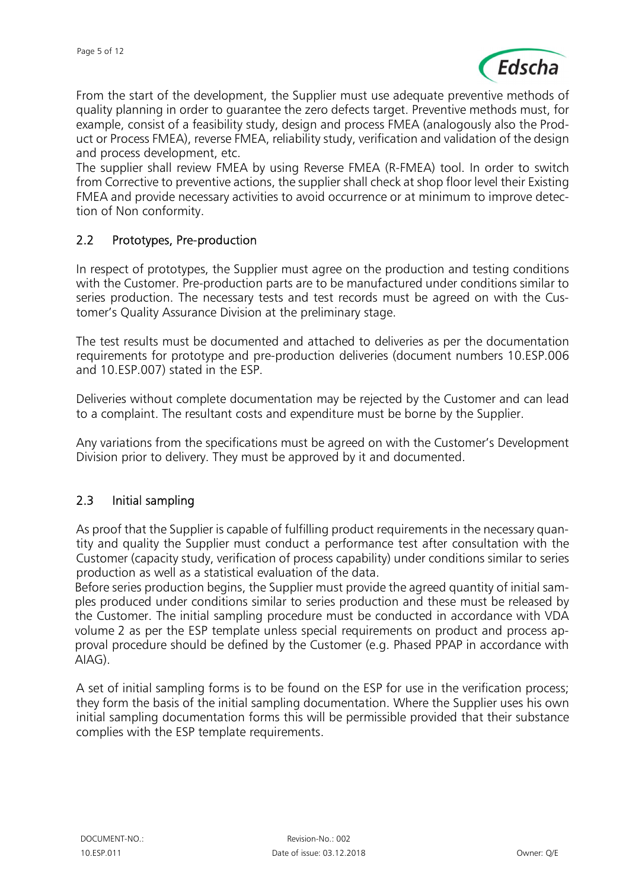From the start of the development, the Supplier must use adequate preventive methods of quality planning in order to guarantee the zero defects target. Preventive methods must, for example, consist of a feasibility study, design and process FMEA (analogously also the Product or Process FMEA), reverse FMEA, reliability study, verification and validation of the design and process development, etc.
The supplier shall review FMEA by using Reverse FMEA (R-FMEA) tool. In order to switch from Corrective to preventive actions, the supplier shall check at shop floor level their Existing FMEA and provide necessary activities to avoid occurrence or at minimum to improve detection of Non conformity.

## 2.2 Prototypes, Pre-production

In respect of prototypes, the Supplier must agree on the production and testing conditions with the Customer. Pre-production parts are to be manufactured under conditions similar to series production. The necessary tests and test records must be agreed on with the Customer's Quality Assurance Division at the preliminary stage.

The test results must be documented and attached to deliveries as per the documentation requirements for prototype and pre-production deliveries (document numbers 10.ESP.006 and 10.ESP.007) stated in the ESP.

Deliveries without complete documentation may be rejected by the Customer and can lead to a complaint. The resultant costs and expenditure must be borne by the Supplier.

Any variations from the specifications must be agreed on with the Customer's Development Division prior to delivery. They must be approved by it and documented.

## 2.3 Initial sampling

As proof that the Supplier is capable of fulfilling product requirements in the necessary quantity and quality the Supplier must conduct a performance test after consultation with the Customer (capacity study, verification of process capability) under conditions similar to series production as well as a statistical evaluation of the data.
Before series production begins, the Supplier must provide the agreed quantity of initial samples produced under conditions similar to series production and these must be released by the Customer. The initial sampling procedure must be conducted in accordance with VDA volume 2 as per the ESP template unless special requirements on product and process approval procedure should be defined by the Customer (e.g. Phased PPAP in accordance with AIAG).

A set of initial sampling forms is to be found on the ESP for use in the verification process; they form the basis of the initial sampling documentation. Where the Supplier uses his own initial sampling documentation forms this will be permissible provided that their substance complies with the ESP template requirements.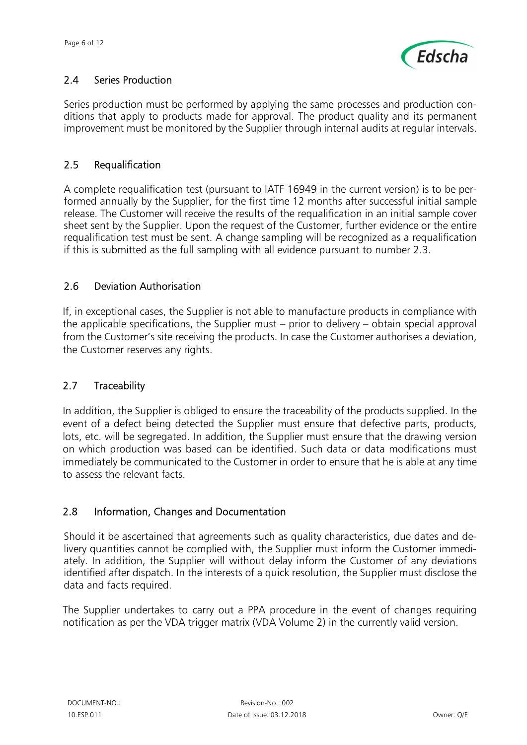## 2.4 Series Production

Series production must be performed by applying the same processes and production conditions that apply to products made for approval. The product quality and its permanent improvement must be monitored by the Supplier through internal audits at regular intervals.

## 2.5 Requalification

A complete requalification test (pursuant to IATF 16949 in the current version) is to be performed annually by the Supplier, for the first time 12 months after successful initial sample release. The Customer will receive the results of the requalification in an initial sample cover sheet sent by the Supplier. Upon the request of the Customer, further evidence or the entire requalification test must be sent. A change sampling will be recognized as a requalification if this is submitted as the full sampling with all evidence pursuant to number 2.3.

## 2.6 Deviation Authorisation

If, in exceptional cases, the Supplier is not able to manufacture products in compliance with the applicable specifications, the Supplier must – prior to delivery – obtain special approval from the Customer's site receiving the products. In case the Customer authorises a deviation, the Customer reserves any rights.

## 2.7 Traceability

In addition, the Supplier is obliged to ensure the traceability of the products supplied. In the event of a defect being detected the Supplier must ensure that defective parts, products, lots, etc. will be segregated. In addition, the Supplier must ensure that the drawing version on which production was based can be identified. Such data or data modifications must immediately be communicated to the Customer in order to ensure that he is able at any time to assess the relevant facts.

## 2.8 Information, Changes and Documentation

Should it be ascertained that agreements such as quality characteristics, due dates and delivery quantities cannot be complied with, the Supplier must inform the Customer immediately. In addition, the Supplier will without delay inform the Customer of any deviations identified after dispatch. In the interests of a quick resolution, the Supplier must disclose the data and facts required.

The Supplier undertakes to carry out a PPA procedure in the event of changes requiring notification as per the VDA trigger matrix (VDA Volume 2) in the currently valid version.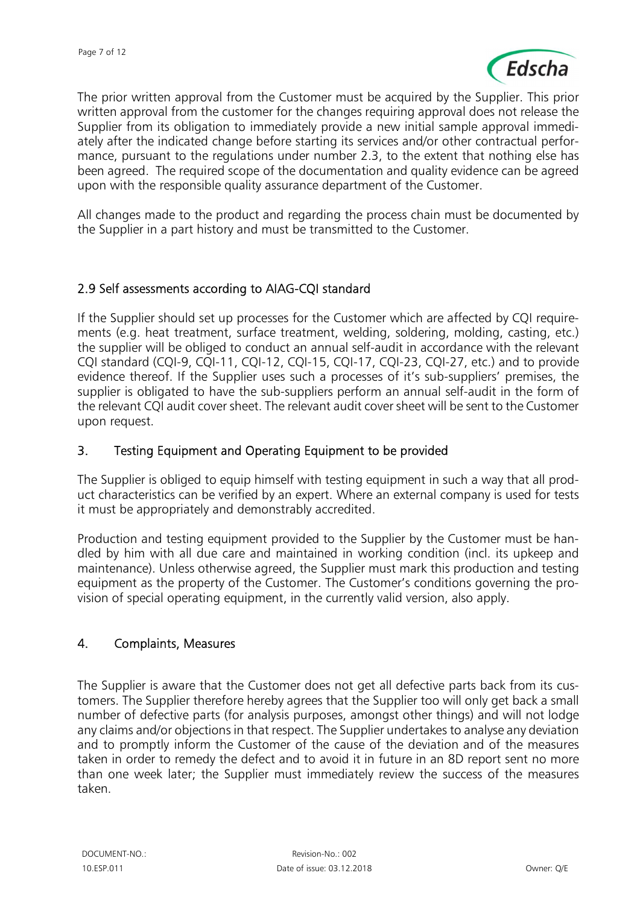The prior written approval from the Customer must be acquired by the Supplier. This prior written approval from the customer for the changes requiring approval does not release the Supplier from its obligation to immediately provide a new initial sample approval immediately after the indicated change before starting its services and/or other contractual performance, pursuant to the regulations under number 2.3, to the extent that nothing else has been agreed. The required scope of the documentation and quality evidence can be agreed upon with the responsible quality assurance department of the Customer.

All changes made to the product and regarding the process chain must be documented by the Supplier in a part history and must be transmitted to the Customer.

### 2.9 Self assessments according to AIAG-CQI standard

If the Supplier should set up processes for the Customer which are affected by CQI requirements (e.g. heat treatment, surface treatment, welding, soldering, molding, casting, etc.) the supplier will be obliged to conduct an annual self-audit in accordance with the relevant CQI standard (CQI-9, CQI-11, CQI-12, CQI-15, CQI-17, CQI-23, CQI-27, etc.) and to provide evidence thereof. If the Supplier uses such a processes of it's sub-suppliers' premises, the supplier is obligated to have the sub-suppliers perform an annual self-audit in the form of the relevant CQI audit cover sheet. The relevant audit cover sheet will be sent to the Customer upon request.

## 3. Testing Equipment and Operating Equipment to be provided

The Supplier is obliged to equip himself with testing equipment in such a way that all product characteristics can be verified by an expert. Where an external company is used for tests it must be appropriately and demonstrably accredited.

Production and testing equipment provided to the Supplier by the Customer must be handled by him with all due care and maintained in working condition (incl. its upkeep and maintenance). Unless otherwise agreed, the Supplier must mark this production and testing equipment as the property of the Customer. The Customer's conditions governing the provision of special operating equipment, in the currently valid version, also apply.

## 4. Complaints, Measures

The Supplier is aware that the Customer does not get all defective parts back from its customers. The Supplier therefore hereby agrees that the Supplier too will only get back a small number of defective parts (for analysis purposes, amongst other things) and will not lodge any claims and/or objections in that respect. The Supplier undertakes to analyse any deviation and to promptly inform the Customer of the cause of the deviation and of the measures taken in order to remedy the defect and to avoid it in future in an 8D report sent no more than one week later; the Supplier must immediately review the success of the measures taken.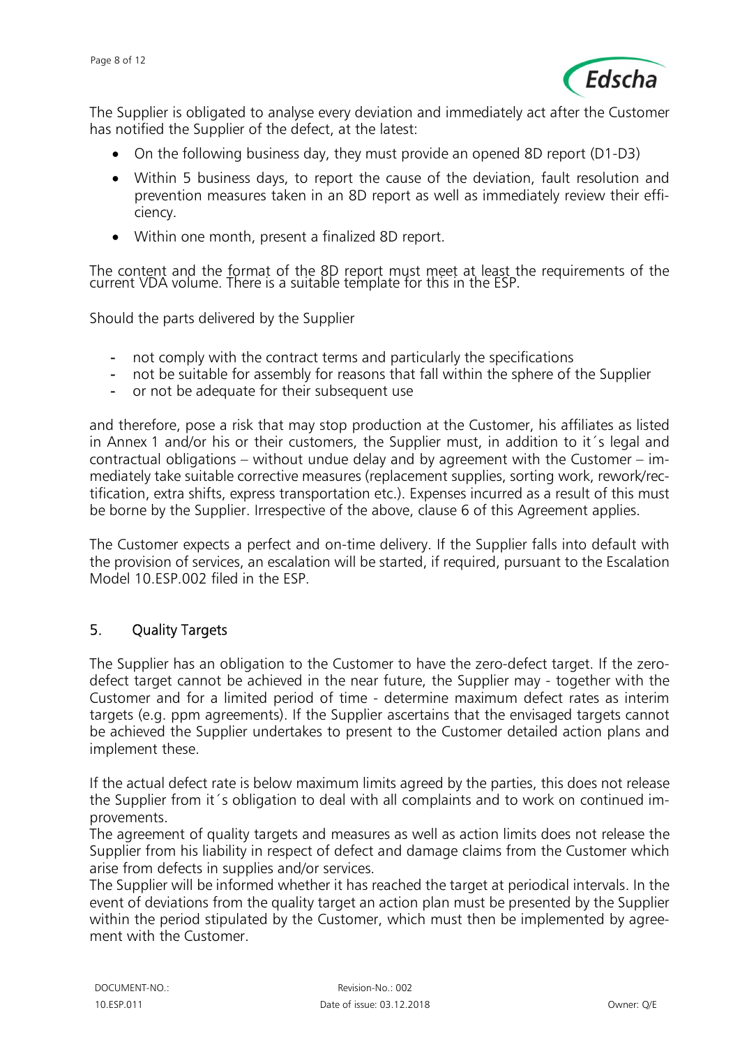The Supplier is obligated to analyse every deviation and immediately act after the Customer has notified the Supplier of the defect, at the latest:

- On the following business day, they must provide an opened 8D report (D1-D3)
- Within 5 business days, to report the cause of the deviation, fault resolution and prevention measures taken in an 8D report as well as immediately review their efficiency.
- Within one month, present a finalized 8D report.

The content and the format of the 8D report must meet at least the requirements of the current VDA volume. There is a suitable template for this in the ESP.

Should the parts delivered by the Supplier

- not comply with the contract terms and particularly the specifications
- not be suitable for assembly for reasons that fall within the sphere of the Supplier
- or not be adequate for their subsequent use

and therefore, pose a risk that may stop production at the Customer, his affiliates as listed in Annex 1 and/or his or their customers, the Supplier must, in addition to it´s legal and contractual obligations – without undue delay and by agreement with the Customer – immediately take suitable corrective measures (replacement supplies, sorting work, rework/rectification, extra shifts, express transportation etc.). Expenses incurred as a result of this must be borne by the Supplier. Irrespective of the above, clause 6 of this Agreement applies.

The Customer expects a perfect and on-time delivery. If the Supplier falls into default with the provision of services, an escalation will be started, if required, pursuant to the Escalation Model 10.ESP.002 filed in the ESP.

## 5. Quality Targets

The Supplier has an obligation to the Customer to have the zero-defect target. If the zero-defect target cannot be achieved in the near future, the Supplier may - together with the Customer and for a limited period of time - determine maximum defect rates as interim targets (e.g. ppm agreements). If the Supplier ascertains that the envisaged targets cannot be achieved the Supplier undertakes to present to the Customer detailed action plans and implement these.

If the actual defect rate is below maximum limits agreed by the parties, this does not release the Supplier from it´s obligation to deal with all complaints and to work on continued improvements.
The agreement of quality targets and measures as well as action limits does not release the Supplier from his liability in respect of defect and damage claims from the Customer which arise from defects in supplies and/or services.
The Supplier will be informed whether it has reached the target at periodical intervals. In the event of deviations from the quality target an action plan must be presented by the Supplier within the period stipulated by the Customer, which must then be implemented by agreement with the Customer.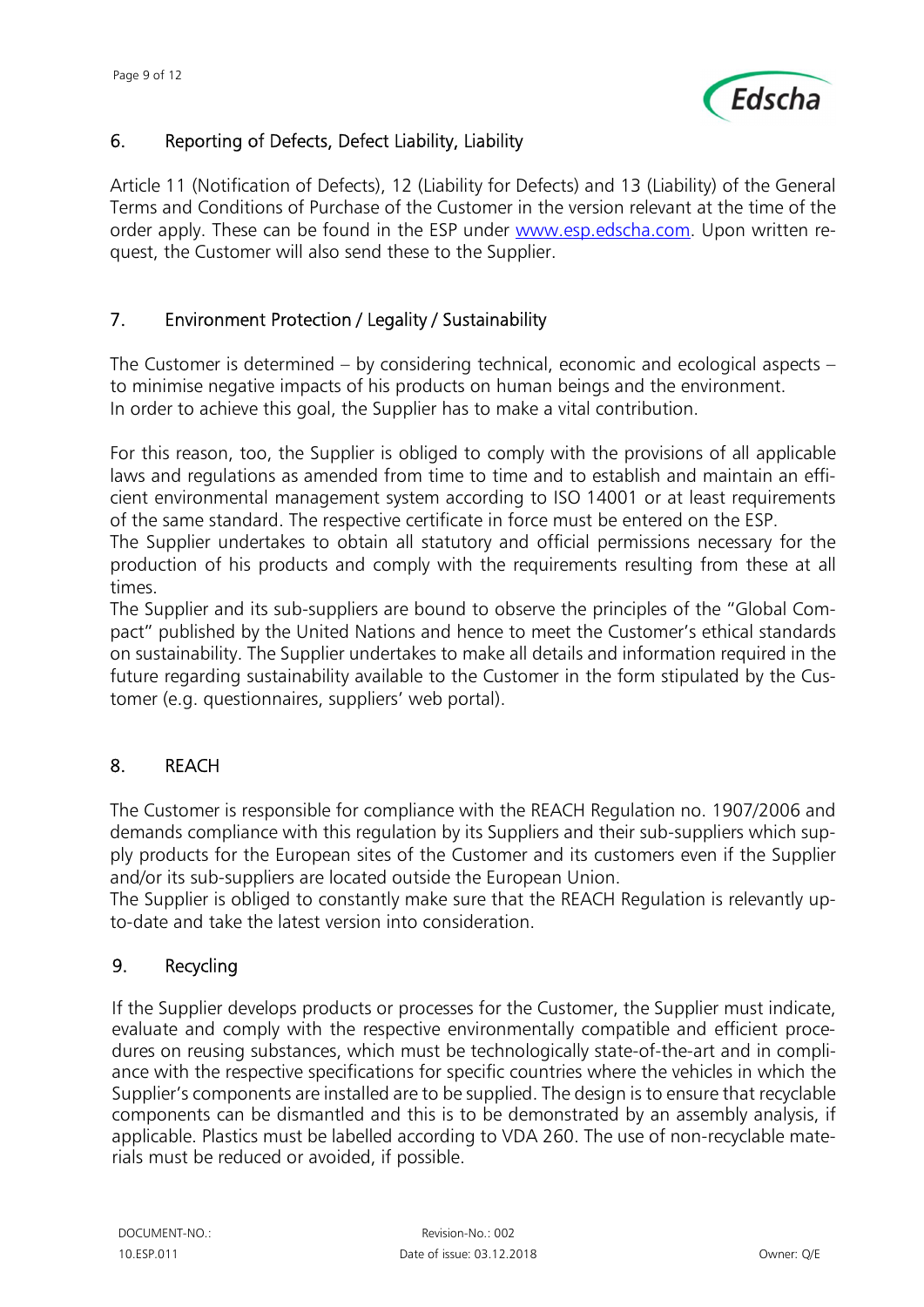## 6. Reporting of Defects, Defect Liability, Liability

Article 11 (Notification of Defects), 12 (Liability for Defects) and 13 (Liability) of the General Terms and Conditions of Purchase of the Customer in the version relevant at the time of the order apply. These can be found in the ESP under [www.esp.edscha.com](www.esp.edscha.com). Upon written request, the Customer will also send these to the Supplier.

## 7. Environment Protection / Legality / Sustainability

The Customer is determined – by considering technical, economic and ecological aspects – to minimise negative impacts of his products on human beings and the environment.
In order to achieve this goal, the Supplier has to make a vital contribution.

For this reason, too, the Supplier is obliged to comply with the provisions of all applicable laws and regulations as amended from time to time and to establish and maintain an efficient environmental management system according to ISO 14001 or at least requirements of the same standard. The respective certificate in force must be entered on the ESP.
The Supplier undertakes to obtain all statutory and official permissions necessary for the production of his products and comply with the requirements resulting from these at all times.
The Supplier and its sub-suppliers are bound to observe the principles of the "Global Compact" published by the United Nations and hence to meet the Customer's ethical standards on sustainability. The Supplier undertakes to make all details and information required in the future regarding sustainability available to the Customer in the form stipulated by the Customer (e.g. questionnaires, suppliers' web portal).

## 8. REACH

The Customer is responsible for compliance with the REACH Regulation no. 1907/2006 and demands compliance with this regulation by its Suppliers and their sub-suppliers which supply products for the European sites of the Customer and its customers even if the Supplier and/or its sub-suppliers are located outside the European Union.
The Supplier is obliged to constantly make sure that the REACH Regulation is relevantly up-to-date and take the latest version into consideration.

## 9. Recycling

If the Supplier develops products or processes for the Customer, the Supplier must indicate, evaluate and comply with the respective environmentally compatible and efficient procedures on reusing substances, which must be technologically state-of-the-art and in compliance with the respective specifications for specific countries where the vehicles in which the Supplier's components are installed are to be supplied. The design is to ensure that recyclable components can be dismantled and this is to be demonstrated by an assembly analysis, if applicable. Plastics must be labelled according to VDA 260. The use of non-recyclable materials must be reduced or avoided, if possible.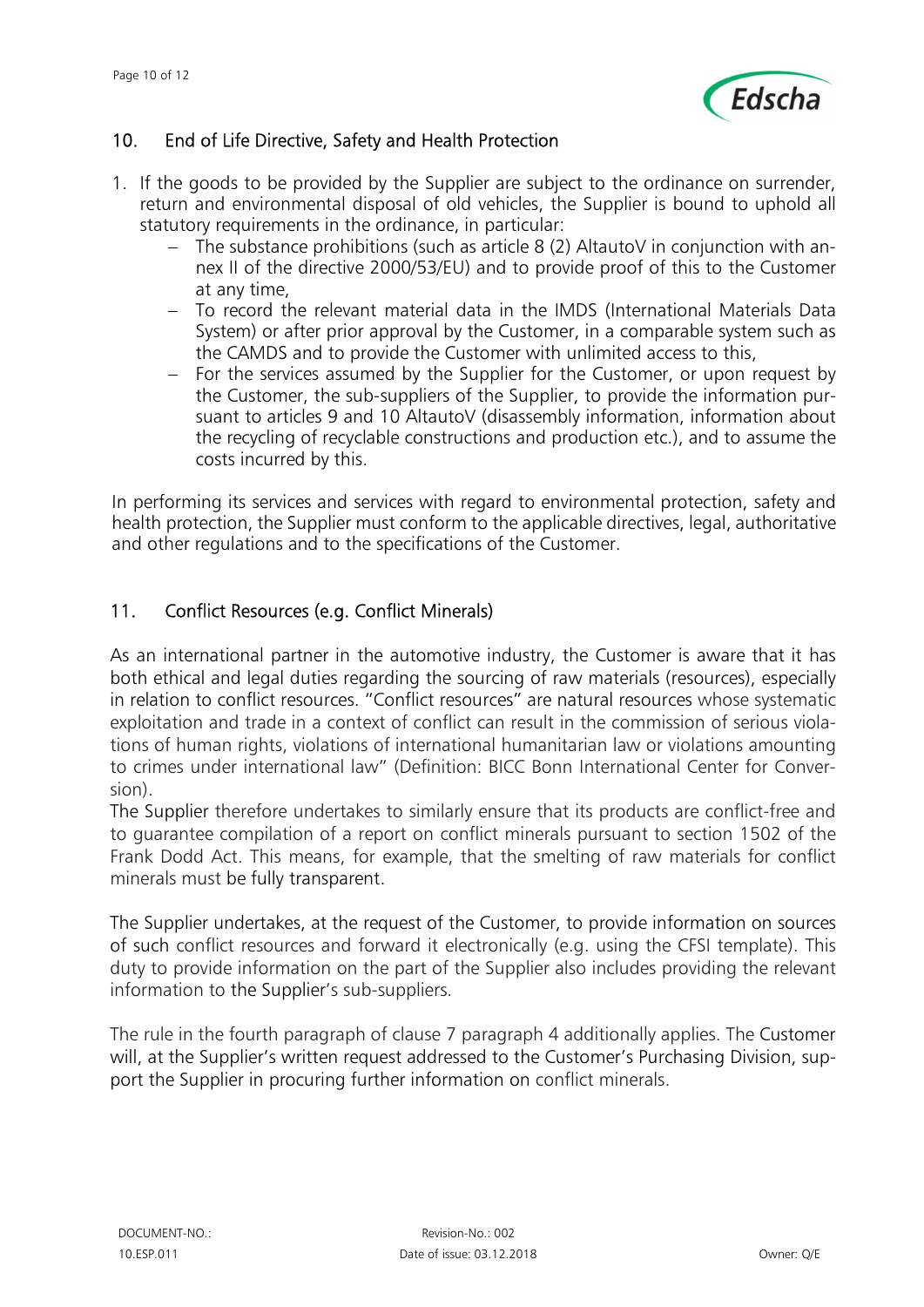## 10. End of Life Directive, Safety and Health Protection

1. If the goods to be provided by the Supplier are subject to the ordinance on surrender, return and environmental disposal of old vehicles, the Supplier is bound to uphold all statutory requirements in the ordinance, in particular:
   - The substance prohibitions (such as article 8 (2) AltautoV in conjunction with annex II of the directive 2000/53/EU) and to provide proof of this to the Customer at any time,
   - To record the relevant material data in the IMDS (International Materials Data System) or after prior approval by the Customer, in a comparable system such as the CAMDS and to provide the Customer with unlimited access to this,
   - For the services assumed by the Supplier for the Customer, or upon request by the Customer, the sub-suppliers of the Supplier, to provide the information pursuant to articles 9 and 10 AltautoV (disassembly information, information about the recycling of recyclable constructions and production etc.), and to assume the costs incurred by this.

In performing its services and services with regard to environmental protection, safety and health protection, the Supplier must conform to the applicable directives, legal, authoritative and other regulations and to the specifications of the Customer.

## 11. Conflict Resources (e.g. Conflict Minerals)

As an international partner in the automotive industry, the Customer is aware that it has both ethical and legal duties regarding the sourcing of raw materials (resources), especially in relation to conflict resources. "Conflict resources" are natural resources whose systematic exploitation and trade in a context of conflict can result in the commission of serious violations of human rights, violations of international humanitarian law or violations amounting to crimes under international law" (Definition: BICC Bonn International Center for Conversion).

The Supplier therefore undertakes to similarly ensure that its products are conflict-free and to guarantee compilation of a report on conflict minerals pursuant to section 1502 of the Frank Dodd Act. This means, for example, that the smelting of raw materials for conflict minerals must be fully transparent.

The Supplier undertakes, at the request of the Customer, to provide information on sources of such conflict resources and forward it electronically (e.g. using the CFSI template). This duty to provide information on the part of the Supplier also includes providing the relevant information to the Supplier's sub-suppliers.

The rule in the fourth paragraph of clause 7 paragraph 4 additionally applies. The Customer will, at the Supplier's written request addressed to the Customer's Purchasing Division, support the Supplier in procuring further information on conflict minerals.

DOCUMENT-NO.: 10.ESP.011 | Revision-No.: 002 | Date of issue: 03.12.2018 | Owner: Q/E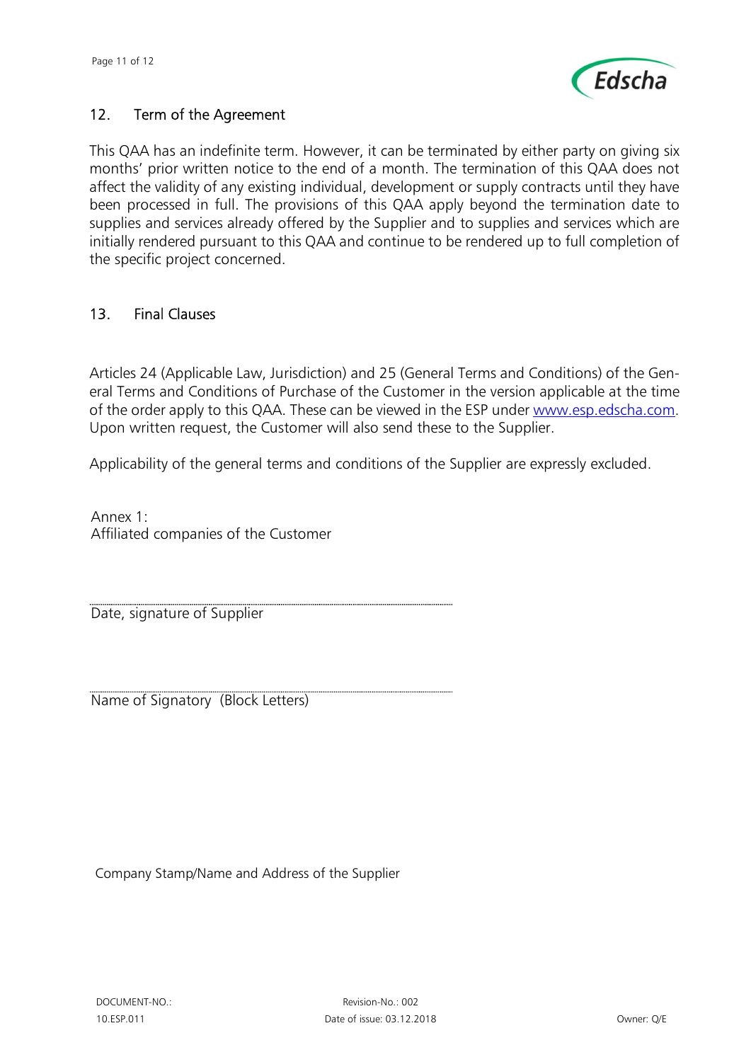## 12. Term of the Agreement

This QAA has an indefinite term. However, it can be terminated by either party on giving six months' prior written notice to the end of a month. The termination of this QAA does not affect the validity of any existing individual, development or supply contracts until they have been processed in full. The provisions of this QAA apply beyond the termination date to supplies and services already offered by the Supplier and to supplies and services which are initially rendered pursuant to this QAA and continue to be rendered up to full completion of the specific project concerned.

## 13. Final Clauses

Articles 24 (Applicable Law, Jurisdiction) and 25 (General Terms and Conditions) of the General Terms and Conditions of Purchase of the Customer in the version applicable at the time of the order apply to this QAA. These can be viewed in the ESP under [www.esp.edscha.com](http://www.esp.edscha.com). Upon written request, the Customer will also send these to the Supplier.

Applicability of the general terms and conditions of the Supplier are expressly excluded.

Annex 1:
Affiliated companies of the Customer

..............................................................................................

Date, signature of Supplier

..............................................................................................

Name of Signatory (Block Letters)

Company Stamp/Name and Address of the Supplier

DOCUMENT-NO.: 10.ESP.011 | Revision-No.: 002 | Date of issue: 03.12.2018 | Owner: Q/E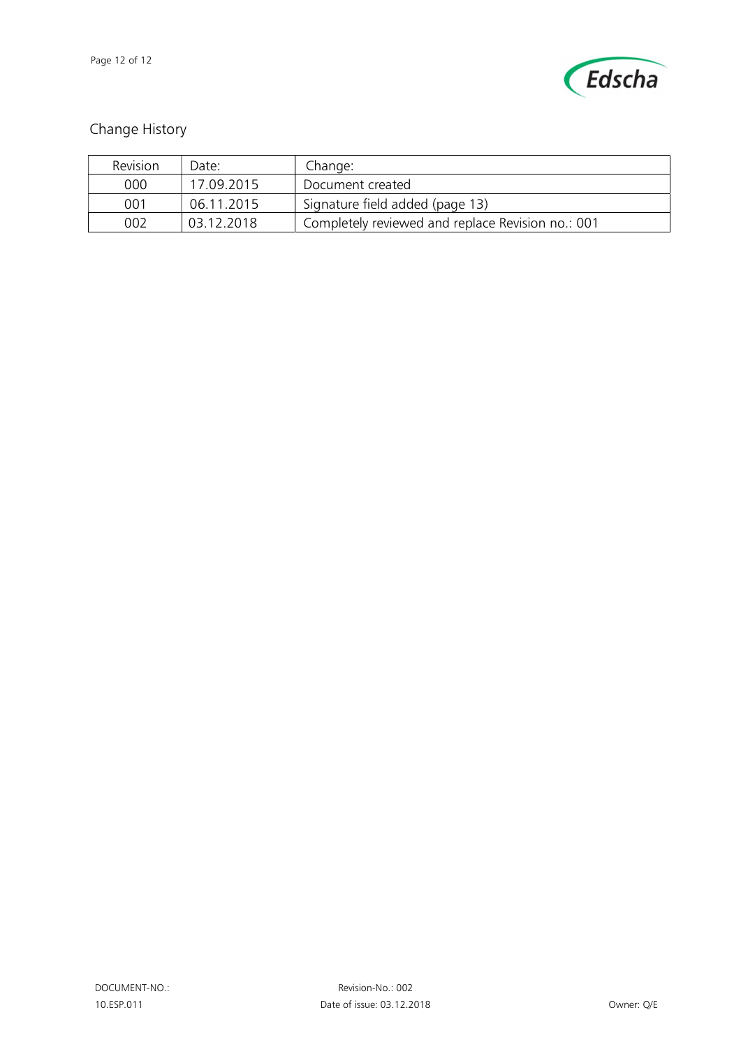## Change History

| Revision | Date: | Change: |
|---|---|---|
| 000 | 17.09.2015 | Document created |
| 001 | 06.11.2015 | Signature field added (page 13) |
| 002 | 03.12.2018 | Completely reviewed and replace Revision no.: 001 |